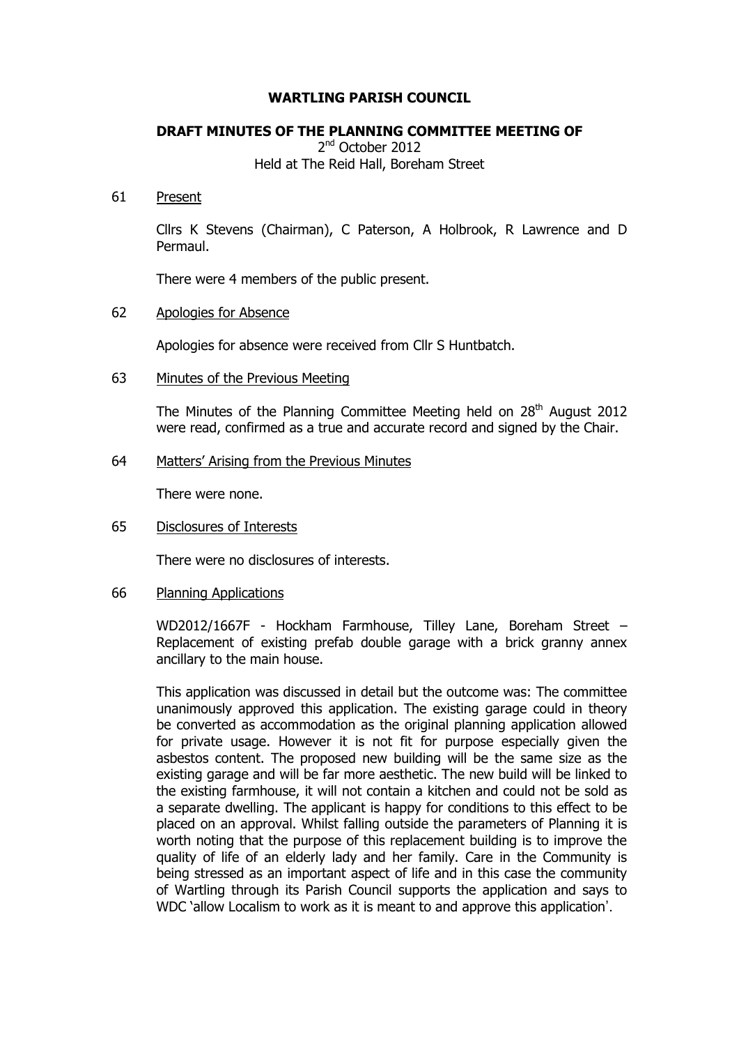# WARTLING PARISH COUNCIL

## DRAFT MINUTES OF THE PLANNING COMMITTEE MEETING OF

2nd October 2012
Held at The Reid Hall, Boreham Street

61 Present

Cllrs K Stevens (Chairman), C Paterson, A Holbrook, R Lawrence and D Permaul.

There were 4 members of the public present.

62 Apologies for Absence

Apologies for absence were received from Cllr S Huntbatch.

63 Minutes of the Previous Meeting

The Minutes of the Planning Committee Meeting held on 28th August 2012 were read, confirmed as a true and accurate record and signed by the Chair.

64 Matters' Arising from the Previous Minutes

There were none.

65 Disclosures of Interests

There were no disclosures of interests.

66 Planning Applications

WD2012/1667F - Hockham Farmhouse, Tilley Lane, Boreham Street – Replacement of existing prefab double garage with a brick granny annex ancillary to the main house.

This application was discussed in detail but the outcome was: The committee unanimously approved this application. The existing garage could in theory be converted as accommodation as the original planning application allowed for private usage. However it is not fit for purpose especially given the asbestos content. The proposed new building will be the same size as the existing garage and will be far more aesthetic. The new build will be linked to the existing farmhouse, it will not contain a kitchen and could not be sold as a separate dwelling. The applicant is happy for conditions to this effect to be placed on an approval. Whilst falling outside the parameters of Planning it is worth noting that the purpose of this replacement building is to improve the quality of life of an elderly lady and her family. Care in the Community is being stressed as an important aspect of life and in this case the community of Wartling through its Parish Council supports the application and says to WDC 'allow Localism to work as it is meant to and approve this application'.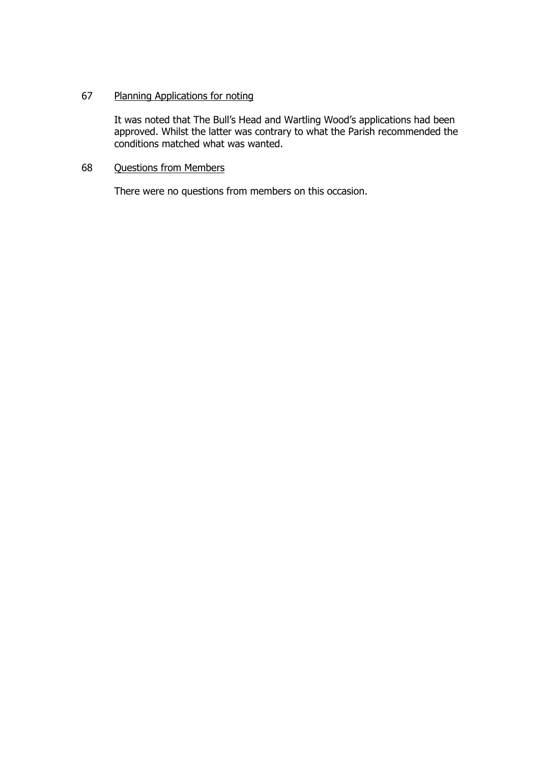67 Planning Applications for noting

It was noted that The Bull's Head and Wartling Wood's applications had been approved. Whilst the latter was contrary to what the Parish recommended the conditions matched what was wanted.

68 Questions from Members

There were no questions from members on this occasion.